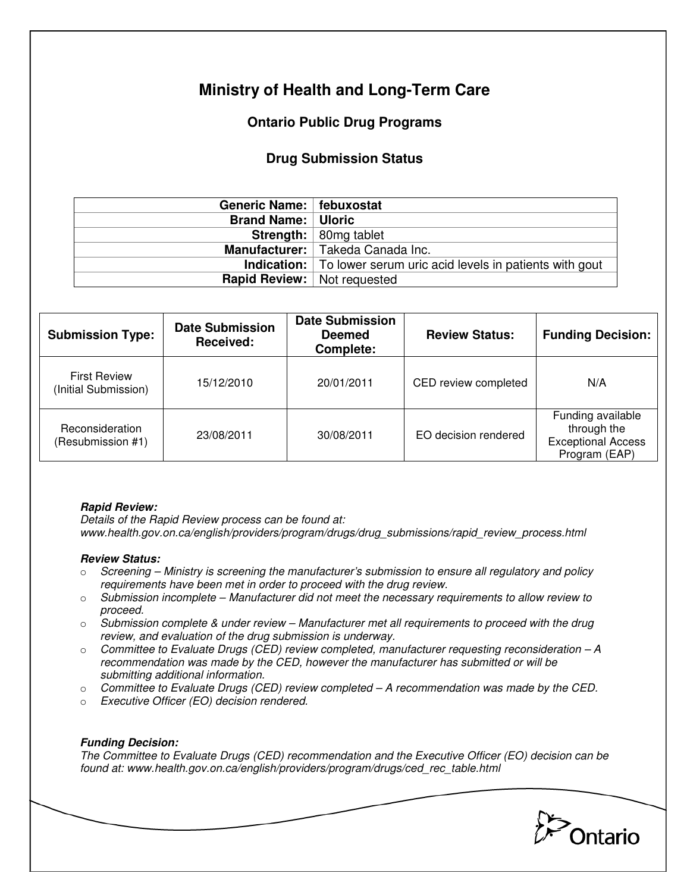# Ministry of Health and Long-Term Care

## Ontario Public Drug Programs

### Drug Submission Status

| | |
|---|---|
| **Generic Name:** | **febuxostat** |
| **Brand Name:** | **Uloric** |
| **Strength:** | 80mg tablet |
| **Manufacturer:** | Takeda Canada Inc. |
| **Indication:** | To lower serum uric acid levels in patients with gout |
| **Rapid Review:** | Not requested |

| Submission Type: | Date Submission Received: | Date Submission Deemed Complete: | Review Status: | Funding Decision: |
|---|---|---|---|---|
| First Review (Initial Submission) | 15/12/2010 | 20/01/2011 | CED review completed | N/A |
| Reconsideration (Resubmission #1) | 23/08/2011 | 30/08/2011 | EO decision rendered | Funding available through the Exceptional Access Program (EAP) |

***Rapid Review:***
*Details of the Rapid Review process can be found at: www.health.gov.on.ca/english/providers/program/drugs/drug_submissions/rapid_review_process.html*

***Review Status:***

- *Screening – Ministry is screening the manufacturer's submission to ensure all regulatory and policy requirements have been met in order to proceed with the drug review.*
- *Submission incomplete – Manufacturer did not meet the necessary requirements to allow review to proceed.*
- *Submission complete & under review – Manufacturer met all requirements to proceed with the drug review, and evaluation of the drug submission is underway.*
- *Committee to Evaluate Drugs (CED) review completed, manufacturer requesting reconsideration – A recommendation was made by the CED, however the manufacturer has submitted or will be submitting additional information.*
- *Committee to Evaluate Drugs (CED) review completed – A recommendation was made by the CED.*
- *Executive Officer (EO) decision rendered.*

***Funding Decision:***
*The Committee to Evaluate Drugs (CED) recommendation and the Executive Officer (EO) decision can be found at: www.health.gov.on.ca/english/providers/program/drugs/ced_rec_table.html*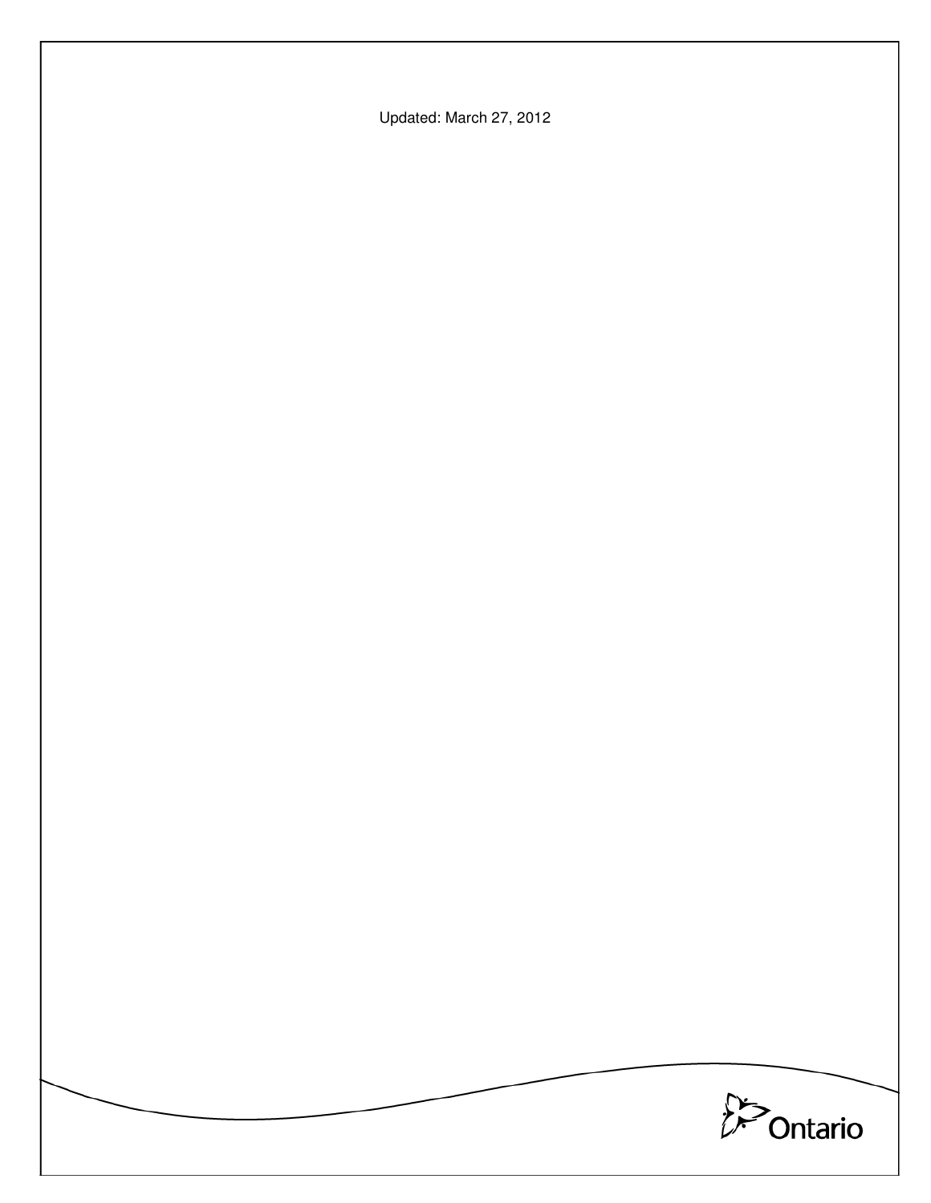Updated: March 27, 2012

Ontario